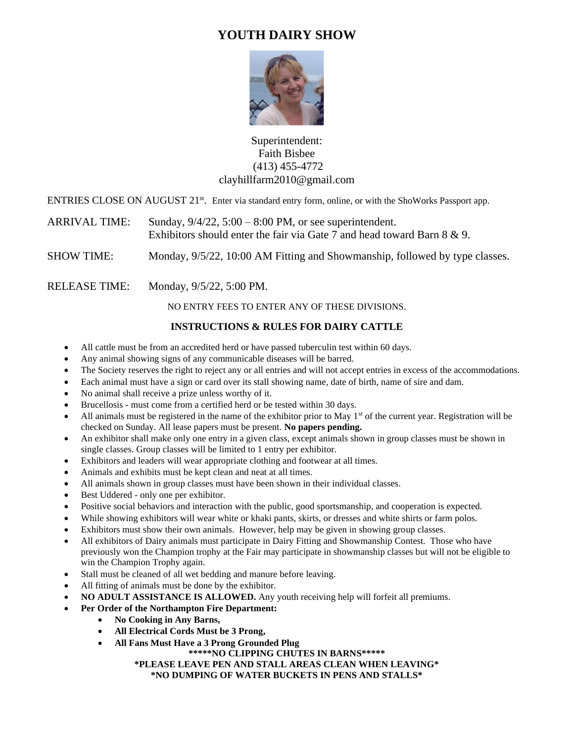# YOUTH DAIRY SHOW

Superintendent:
Faith Bisbee
(413) 455-4772
clayhillfarm2010@gmail.com

ENTRIES CLOSE ON AUGUST 21st. Enter via standard entry form, online, or with the ShoWorks Passport app.

ARRIVAL TIME: Sunday, 9/4/22, 5:00 – 8:00 PM, or see superintendent.
Exhibitors should enter the fair via Gate 7 and head toward Barn 8 & 9.

SHOW TIME: Monday, 9/5/22, 10:00 AM Fitting and Showmanship, followed by type classes.

RELEASE TIME: Monday, 9/5/22, 5:00 PM.

NO ENTRY FEES TO ENTER ANY OF THESE DIVISIONS.

## INSTRUCTIONS & RULES FOR DAIRY CATTLE

- All cattle must be from an accredited herd or have passed tuberculin test within 60 days.
- Any animal showing signs of any communicable diseases will be barred.
- The Society reserves the right to reject any or all entries and will not accept entries in excess of the accommodations.
- Each animal must have a sign or card over its stall showing name, date of birth, name of sire and dam.
- No animal shall receive a prize unless worthy of it.
- Brucellosis - must come from a certified herd or be tested within 30 days.
- All animals must be registered in the name of the exhibitor prior to May 1st of the current year. Registration will be checked on Sunday. All lease papers must be present. **No papers pending.**
- An exhibitor shall make only one entry in a given class, except animals shown in group classes must be shown in single classes. Group classes will be limited to 1 entry per exhibitor.
- Exhibitors and leaders will wear appropriate clothing and footwear at all times.
- Animals and exhibits must be kept clean and neat at all times.
- All animals shown in group classes must have been shown in their individual classes.
- Best Uddered - only one per exhibitor.
- Positive social behaviors and interaction with the public, good sportsmanship, and cooperation is expected.
- While showing exhibitors will wear white or khaki pants, skirts, or dresses and white shirts or farm polos.
- Exhibitors must show their own animals. However, help may be given in showing group classes.
- All exhibitors of Dairy animals must participate in Dairy Fitting and Showmanship Contest. Those who have previously won the Champion trophy at the Fair may participate in showmanship classes but will not be eligible to win the Champion Trophy again.
- Stall must be cleaned of all wet bedding and manure before leaving.
- All fitting of animals must be done by the exhibitor.
- **NO ADULT ASSISTANCE IS ALLOWED.** Any youth receiving help will forfeit all premiums.
- **Per Order of the Northampton Fire Department:**
  - **No Cooking in Any Barns,**
  - **All Electrical Cords Must be 3 Prong,**
  - **All Fans Must Have a 3 Prong Grounded Plug**

**\*\*\*\*\*NO CLIPPING CHUTES IN BARNS\*\*\*\*\***

**\*PLEASE LEAVE PEN AND STALL AREAS CLEAN WHEN LEAVING\***

**\*NO DUMPING OF WATER BUCKETS IN PENS AND STALLS\***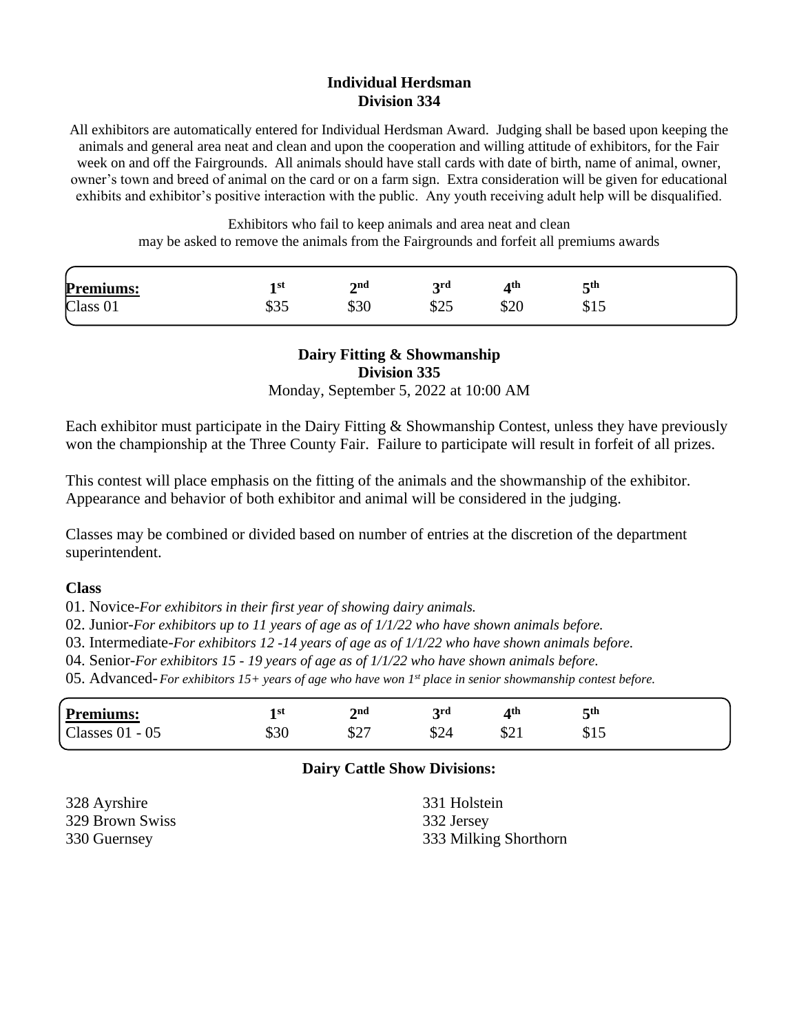## Individual Herdsman
## Division 334

All exhibitors are automatically entered for Individual Herdsman Award. Judging shall be based upon keeping the animals and general area neat and clean and upon the cooperation and willing attitude of exhibitors, for the Fair week on and off the Fairgrounds. All animals should have stall cards with date of birth, name of animal, owner, owner's town and breed of animal on the card or on a farm sign. Extra consideration will be given for educational exhibits and exhibitor's positive interaction with the public. Any youth receiving adult help will be disqualified.

Exhibitors who fail to keep animals and area neat and clean may be asked to remove the animals from the Fairgrounds and forfeit all premiums awards

| **Premiums:** | 1st | 2nd | 3rd | 4th | 5th |
|---|---|---|---|---|---|
| Class 01 | $35 | $30 | $25 | $20 | $15 |

## Dairy Fitting & Showmanship
## Division 335

Monday, September 5, 2022 at 10:00 AM

Each exhibitor must participate in the Dairy Fitting & Showmanship Contest, unless they have previously won the championship at the Three County Fair. Failure to participate will result in forfeit of all prizes.

This contest will place emphasis on the fitting of the animals and the showmanship of the exhibitor. Appearance and behavior of both exhibitor and animal will be considered in the judging.

Classes may be combined or divided based on number of entries at the discretion of the department superintendent.

**Class**

01. Novice-*For exhibitors in their first year of showing dairy animals.*
02. Junior-*For exhibitors up to 11 years of age as of 1/1/22 who have shown animals before.*
03. Intermediate-*For exhibitors 12 -14 years of age as of 1/1/22 who have shown animals before.*
04. Senior-*For exhibitors 15 - 19 years of age as of 1/1/22 who have shown animals before.*
05. Advanced-*For exhibitors 15+ years of age who have won 1st place in senior showmanship contest before.*

| **Premiums:** | 1st | 2nd | 3rd | 4th | 5th |
|---|---|---|---|---|---|
| Classes 01 - 05 | $30 | $27 | $24 | $21 | $15 |

**Dairy Cattle Show Divisions:**

328 Ayrshire
329 Brown Swiss
330 Guernsey
331 Holstein
332 Jersey
333 Milking Shorthorn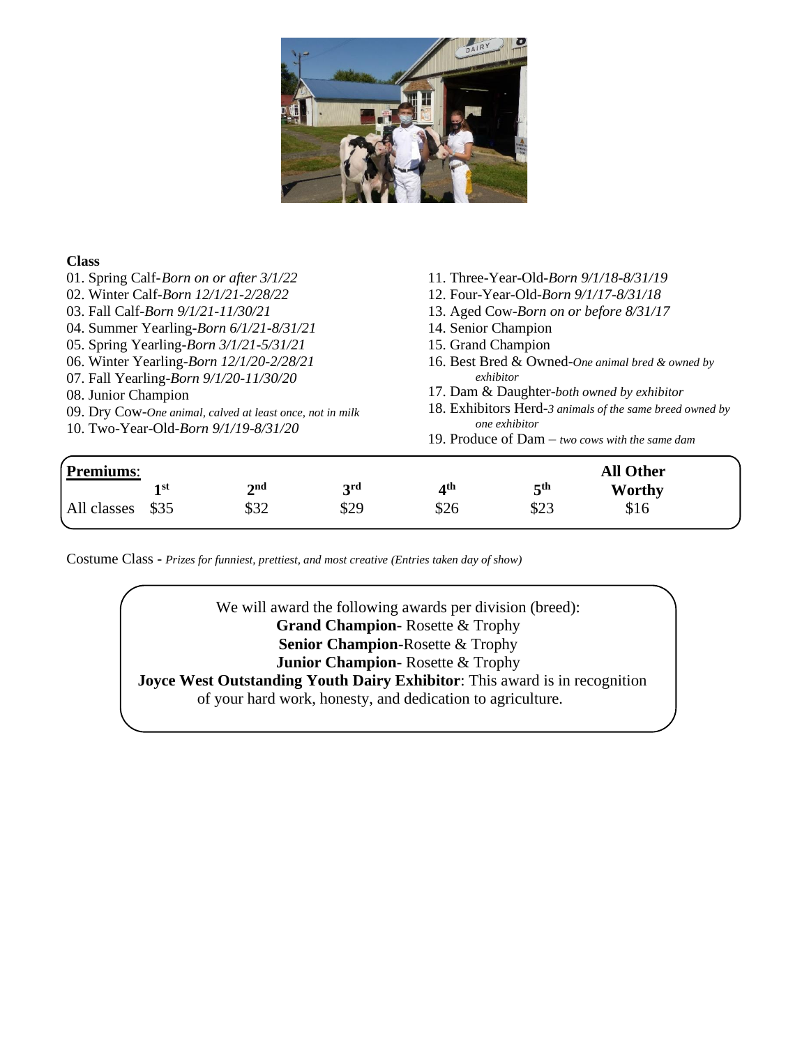**Class**

01. Spring Calf-*Born on or after 3/1/22*
02. Winter Calf-*Born 12/1/21-2/28/22*
03. Fall Calf-*Born 9/1/21-11/30/21*
04. Summer Yearling-*Born 6/1/21-8/31/21*
05. Spring Yearling-*Born 3/1/21-5/31/21*
06. Winter Yearling-*Born 12/1/20-2/28/21*
07. Fall Yearling-*Born 9/1/20-11/30/20*
08. Junior Champion
09. Dry Cow-*One animal, calved at least once, not in milk*
10. Two-Year-Old-*Born 9/1/19-8/31/20*
11. Three-Year-Old-*Born 9/1/18-8/31/19*
12. Four-Year-Old-*Born 9/1/17-8/31/18*
13. Aged Cow-*Born on or before 8/31/17*
14. Senior Champion
15. Grand Champion
16. Best Bred & Owned-*One animal bred & owned by exhibitor*
17. Dam & Daughter-*both owned by exhibitor*
18. Exhibitors Herd-*3 animals of the same breed owned by one exhibitor*
19. Produce of Dam – *two cows with the same dam*

| **Premiums**: | **1st** | **2nd** | **3rd** | **4th** | **5th** | **All Other Worthy** |
|---|---|---|---|---|---|---|
| All classes | $35 | $32 | $29 | $26 | $23 | $16 |

Costume Class - *Prizes for funniest, prettiest, and most creative (Entries taken day of show)*

We will award the following awards per division (breed):
**Grand Champion**- Rosette & Trophy
**Senior Champion**-Rosette & Trophy
**Junior Champion**- Rosette & Trophy
**Joyce West Outstanding Youth Dairy Exhibitor**: This award is in recognition of your hard work, honesty, and dedication to agriculture.